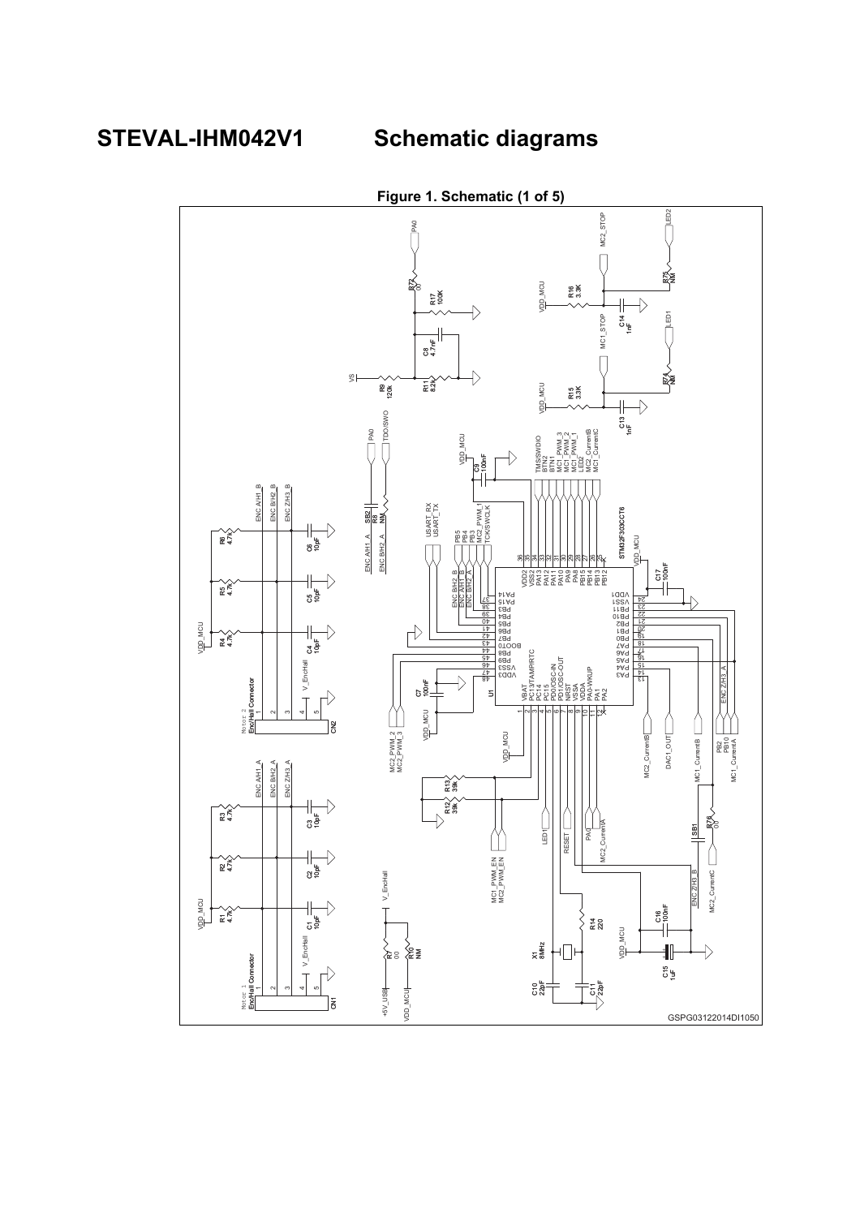# STEVAL-IHM042V1 Schematic diagrams

**Figure 1. Schematic (1 of 5)**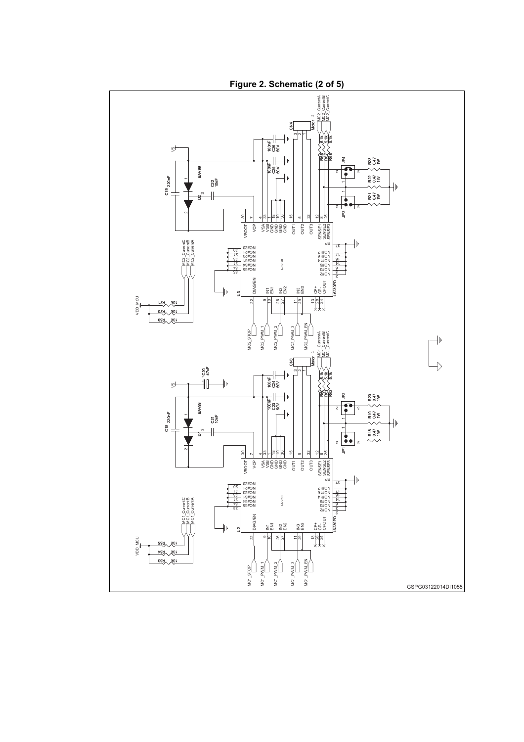**Figure 2. Schematic (2 of 5)**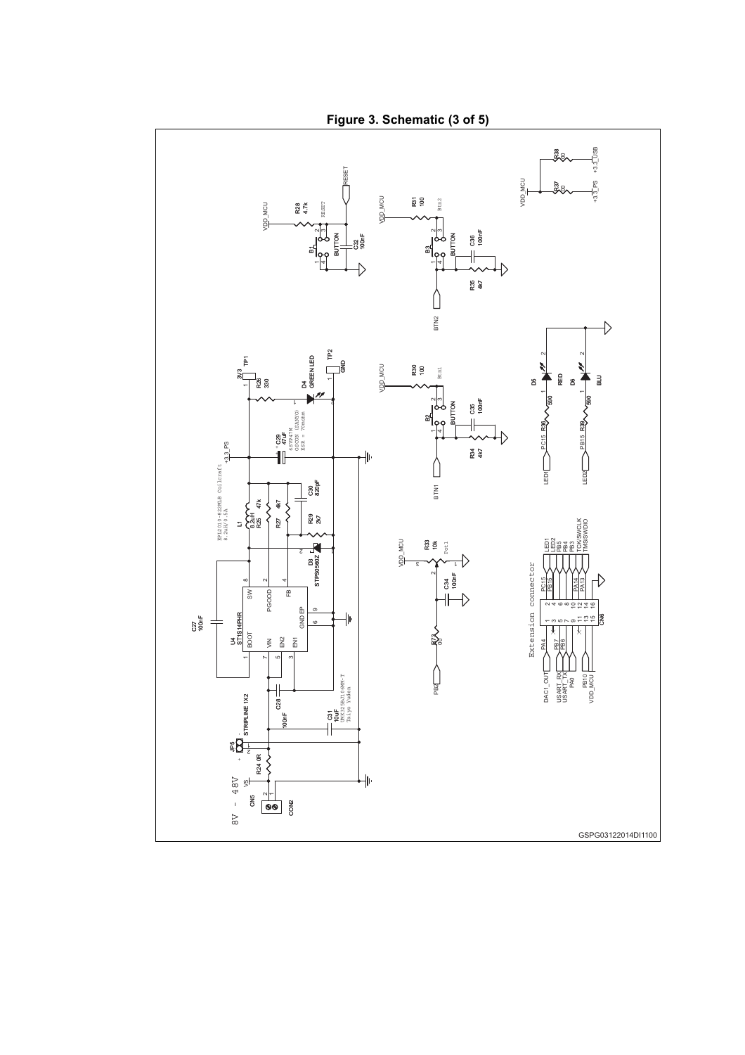**Figure 3. Schematic (3 of 5)**

GSPG03122014DI1100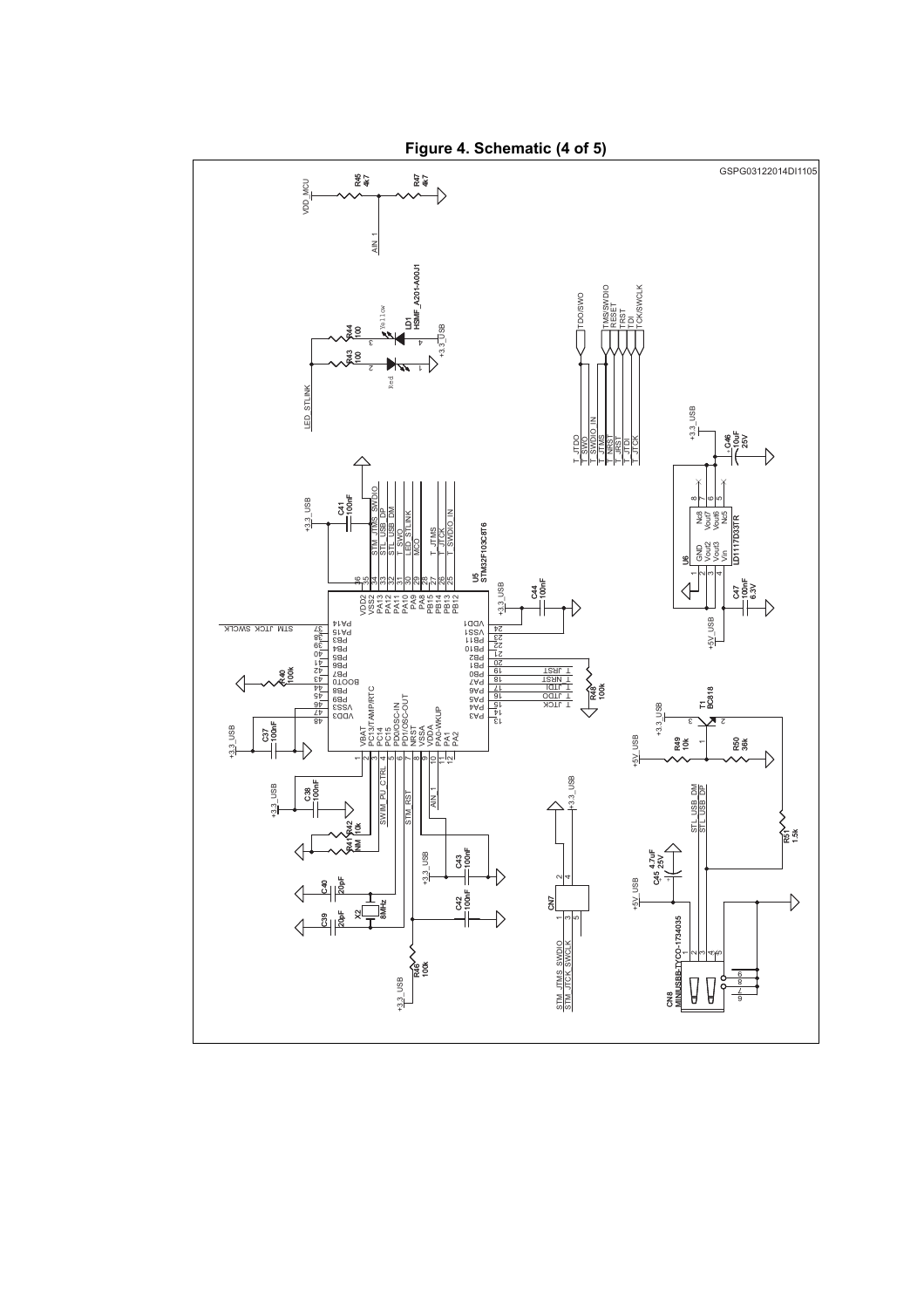# Figure 4. Schematic (4 of 5)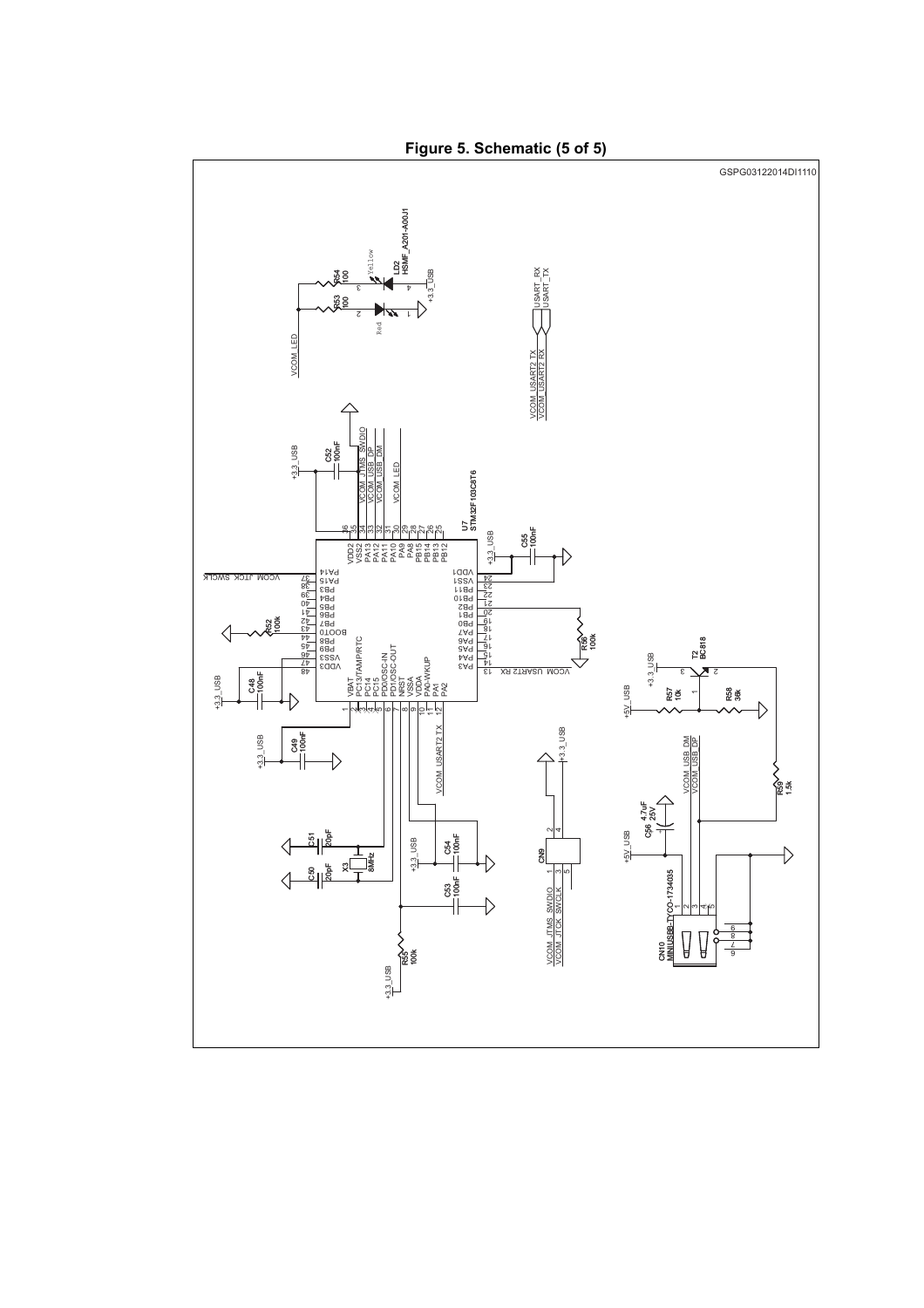**Figure 5. Schematic (5 of 5)**

GSPG03122014DI1110

VCOM_LED
R54 100
R53 100
Yellow
Red
LD2 HSMF_A201-A00J1
+3.3_USB

USART_RX
USART_TX
VCOM_USART2 TX
VCOM_USART2 RX

+3.3_USB
C52 100nF
VCOM_JTMS_SWDIO
VCOM_USB_DP
VCOM_USB_DM
VCOM_LED

U7
STM32F103C8T6

VDD2 VSS2 PA13 PA12 PA11 PA10 PA9 PA8 PB15 PB14 PB13 PB12
VDD1 VSS1 PB11 PB10 PB2 PB1 PB0 PA7 PA6 PA5 PA4 PA3
VBAT PC13/TAMP/RTC PC14 PC15 PD0/OSC-IN PD1/OSC-OUT NRST VSSA VDDA PA0-WKUP PA1 PA2
PA14 PA15 PB3 PB4 PB5 PB6 PB7 BOOT0 PB8 PB9 VSS3 VDD3

+3.3_USB
C55 100nF
VCOM_JTCK_SWCLK
R52 100k
R56 100k
VCOM_USART2 RX
C48 100nF
+3.3_USB
C49 100nF
+3.3_USB
VCOM_USART2 TX

C51 20pF
C50 20pF
X3 8MHz
+3.3_USB
C54 100nF
C53 100nF
R55 100k
+3.3_USB

CN9
VCOM_JTMS_SWDIO
VCOM_JTCK_SWCLK
+3.3_USB

+5V_USB
R57 10k
R58 36k
T2 BC818
+3.3_USB
R59 1.5k
VCOM_USB_DM
VCOM_USB_DP
C56 4.7uF 25V
+5V_USB
CN10
MINIUSBB-TYCO-1734035